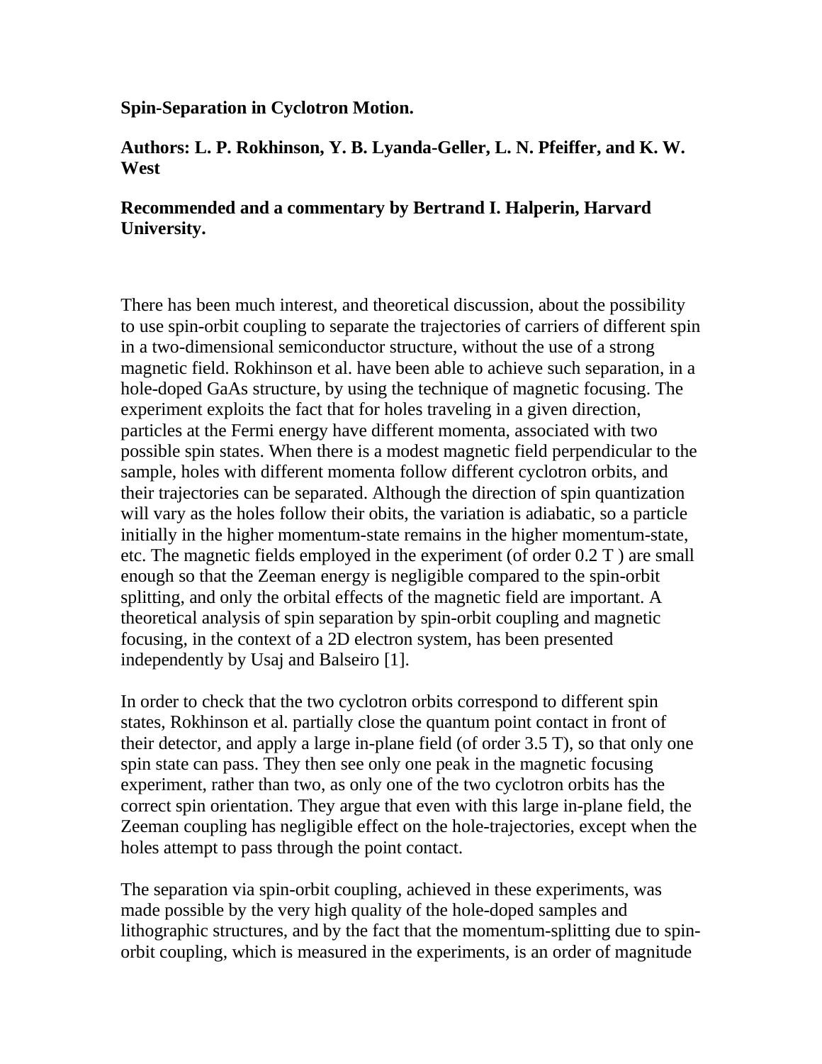**Spin-Separation in Cyclotron Motion.**

**Authors: L. P. Rokhinson, Y. B. Lyanda-Geller, L. N. Pfeiffer, and K. W. West**

**Recommended and a commentary by Bertrand I. Halperin, Harvard University.**

There has been much interest, and theoretical discussion, about the possibility to use spin-orbit coupling to separate the trajectories of carriers of different spin in a two-dimensional semiconductor structure, without the use of a strong magnetic field. Rokhinson et al. have been able to achieve such separation, in a hole-doped GaAs structure, by using the technique of magnetic focusing. The experiment exploits the fact that for holes traveling in a given direction, particles at the Fermi energy have different momenta, associated with two possible spin states. When there is a modest magnetic field perpendicular to the sample, holes with different momenta follow different cyclotron orbits, and their trajectories can be separated. Although the direction of spin quantization will vary as the holes follow their obits, the variation is adiabatic, so a particle initially in the higher momentum-state remains in the higher momentum-state, etc. The magnetic fields employed in the experiment (of order 0.2 T ) are small enough so that the Zeeman energy is negligible compared to the spin-orbit splitting, and only the orbital effects of the magnetic field are important. A theoretical analysis of spin separation by spin-orbit coupling and magnetic focusing, in the context of a 2D electron system, has been presented independently by Usaj and Balseiro [1].

In order to check that the two cyclotron orbits correspond to different spin states, Rokhinson et al. partially close the quantum point contact in front of their detector, and apply a large in-plane field (of order 3.5 T), so that only one spin state can pass. They then see only one peak in the magnetic focusing experiment, rather than two, as only one of the two cyclotron orbits has the correct spin orientation. They argue that even with this large in-plane field, the Zeeman coupling has negligible effect on the hole-trajectories, except when the holes attempt to pass through the point contact.

The separation via spin-orbit coupling, achieved in these experiments, was made possible by the very high quality of the hole-doped samples and lithographic structures, and by the fact that the momentum-splitting due to spin-orbit coupling, which is measured in the experiments, is an order of magnitude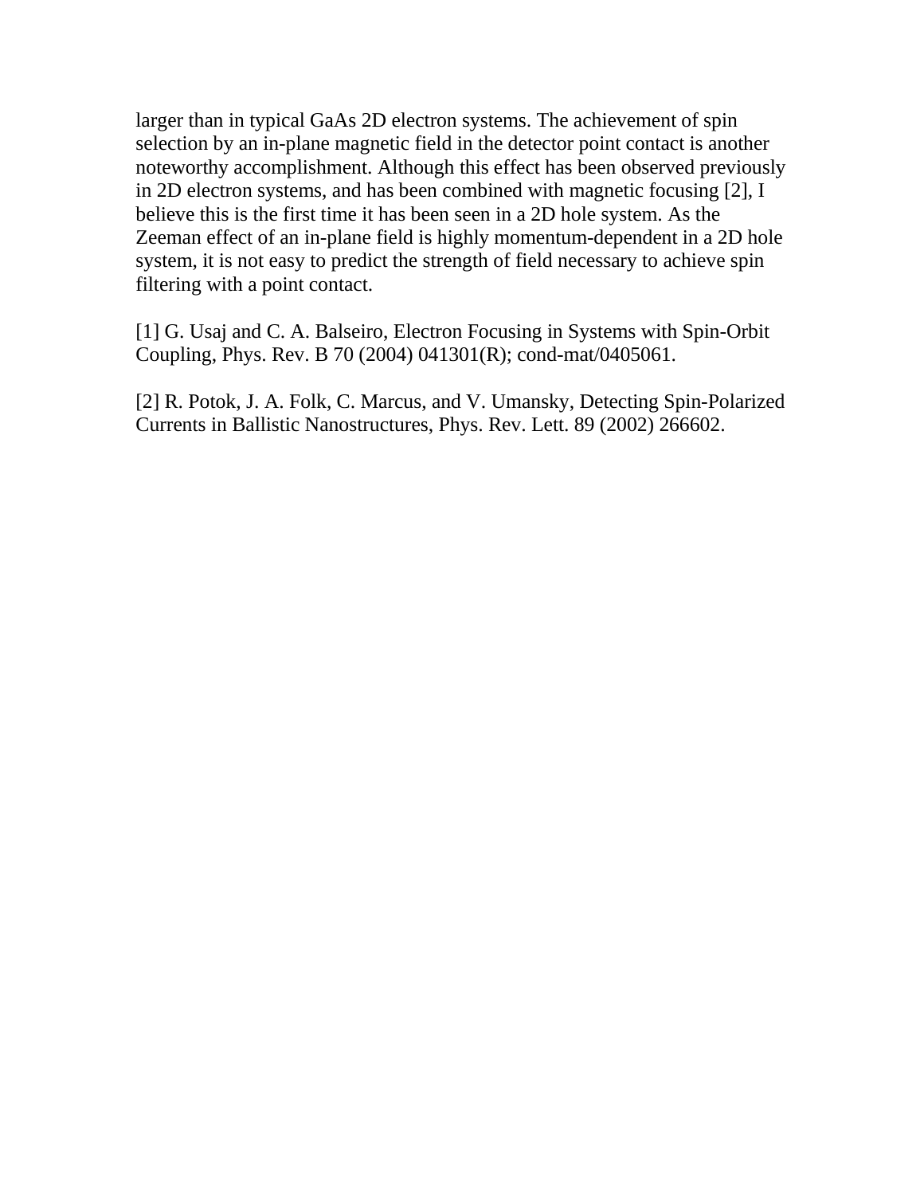larger than in typical GaAs 2D electron systems. The achievement of spin selection by an in-plane magnetic field in the detector point contact is another noteworthy accomplishment. Although this effect has been observed previously in 2D electron systems, and has been combined with magnetic focusing [2], I believe this is the first time it has been seen in a 2D hole system. As the Zeeman effect of an in-plane field is highly momentum-dependent in a 2D hole system, it is not easy to predict the strength of field necessary to achieve spin filtering with a point contact.

[1] G. Usaj and C. A. Balseiro, Electron Focusing in Systems with Spin-Orbit Coupling, Phys. Rev. B 70 (2004) 041301(R); cond-mat/0405061.

[2] R. Potok, J. A. Folk, C. Marcus, and V. Umansky, Detecting Spin-Polarized Currents in Ballistic Nanostructures, Phys. Rev. Lett. 89 (2002) 266602.